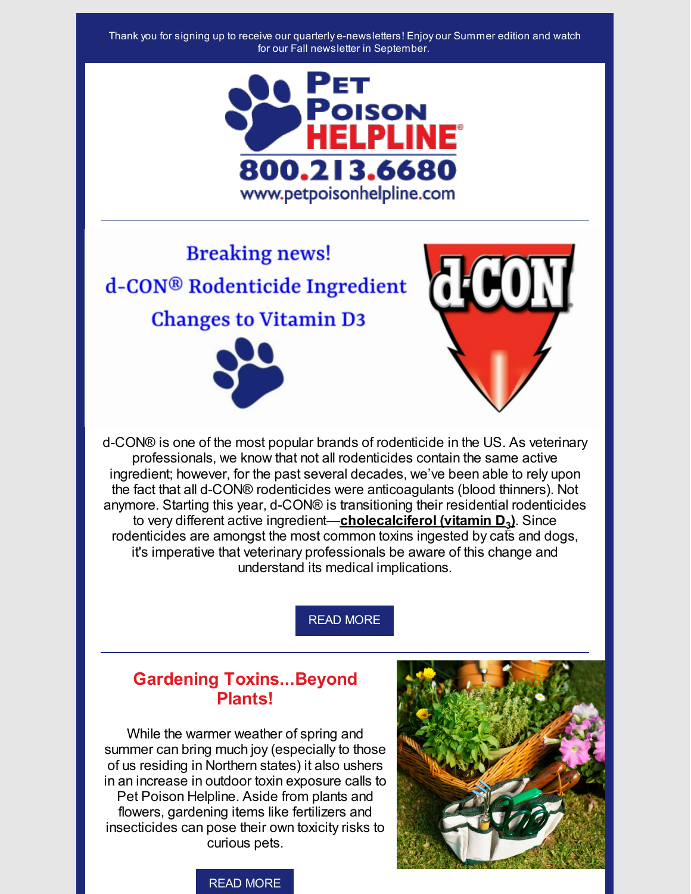Thank you for signing up to receive our quarterly e-newsletters! Enjoy our Summer edition and watch for our Fall newsletter in September.

# Pet Poison HELPLINE®

**800.213.6680**

www.petpoisonhelpline.com

---

## Breaking news! d-CON® Rodenticide Ingredient Changes to Vitamin D3

d-CON® is one of the most popular brands of rodenticide in the US. As veterinary professionals, we know that not all rodenticides contain the same active ingredient; however, for the past several decades, we've been able to rely upon the fact that all d-CON® rodenticides were anticoagulants (blood thinners). Not anymore. Starting this year, d-CON® is transitioning their residential rodenticides to very different active ingredient—**cholecalciferol (vitamin $D_3$)**. Since rodenticides are amongst the most common toxins ingested by cats and dogs, it's imperative that veterinary professionals be aware of this change and understand its medical implications.

READ MORE

---

## Gardening Toxins...Beyond Plants!

While the warmer weather of spring and summer can bring much joy (especially to those of us residing in Northern states) it also ushers in an increase in outdoor toxin exposure calls to Pet Poison Helpline. Aside from plants and flowers, gardening items like fertilizers and insecticides can pose their own toxicity risks to curious pets.

READ MORE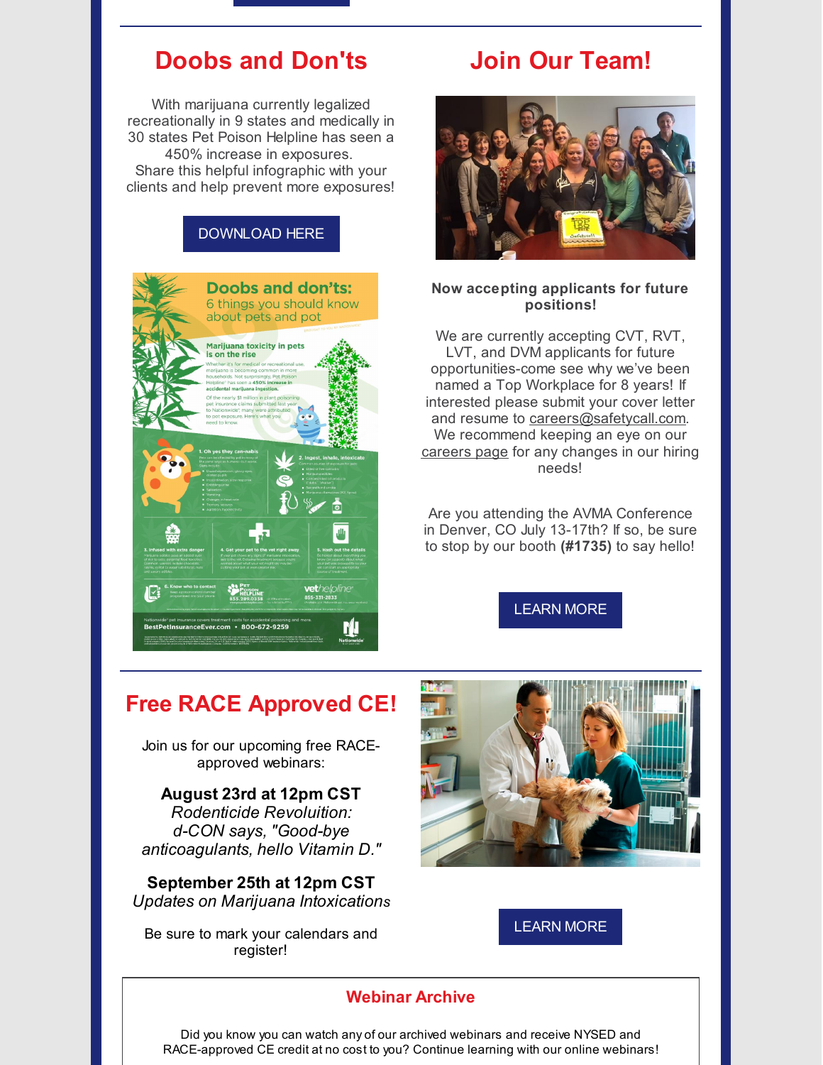## Doobs and Don'ts

With marijuana currently legalized recreationally in 9 states and medically in 30 states Pet Poison Helpline has seen a 450% increase in exposures.
Share this helpful infographic with your clients and help prevent more exposures!

DOWNLOAD HERE

## Join Our Team!

**Now accepting applicants for future positions!**

We are currently accepting CVT, RVT, LVT, and DVM applicants for future opportunities-come see why we've been named a Top Workplace for 8 years! If interested please submit your cover letter and resume to careers@safetycall.com. We recommend keeping an eye on our careers page for any changes in our hiring needs!

Are you attending the AVMA Conference in Denver, CO July 13-17th? If so, be sure to stop by our booth **(#1735)** to say hello!

LEARN MORE

## Free RACE Approved CE!

Join us for our upcoming free RACE-approved webinars:

**August 23rd at 12pm CST**
*Rodenticide Revoluition: d-CON says, "Good-bye anticoagulants, hello Vitamin D."*

**September 25th at 12pm CST**
*Updates on Marijuana Intoxications*

Be sure to mark your calendars and register!

LEARN MORE

### Webinar Archive

Did you know you can watch any of our archived webinars and receive NYSED and RACE-approved CE credit at no cost to you? Continue learning with our online webinars!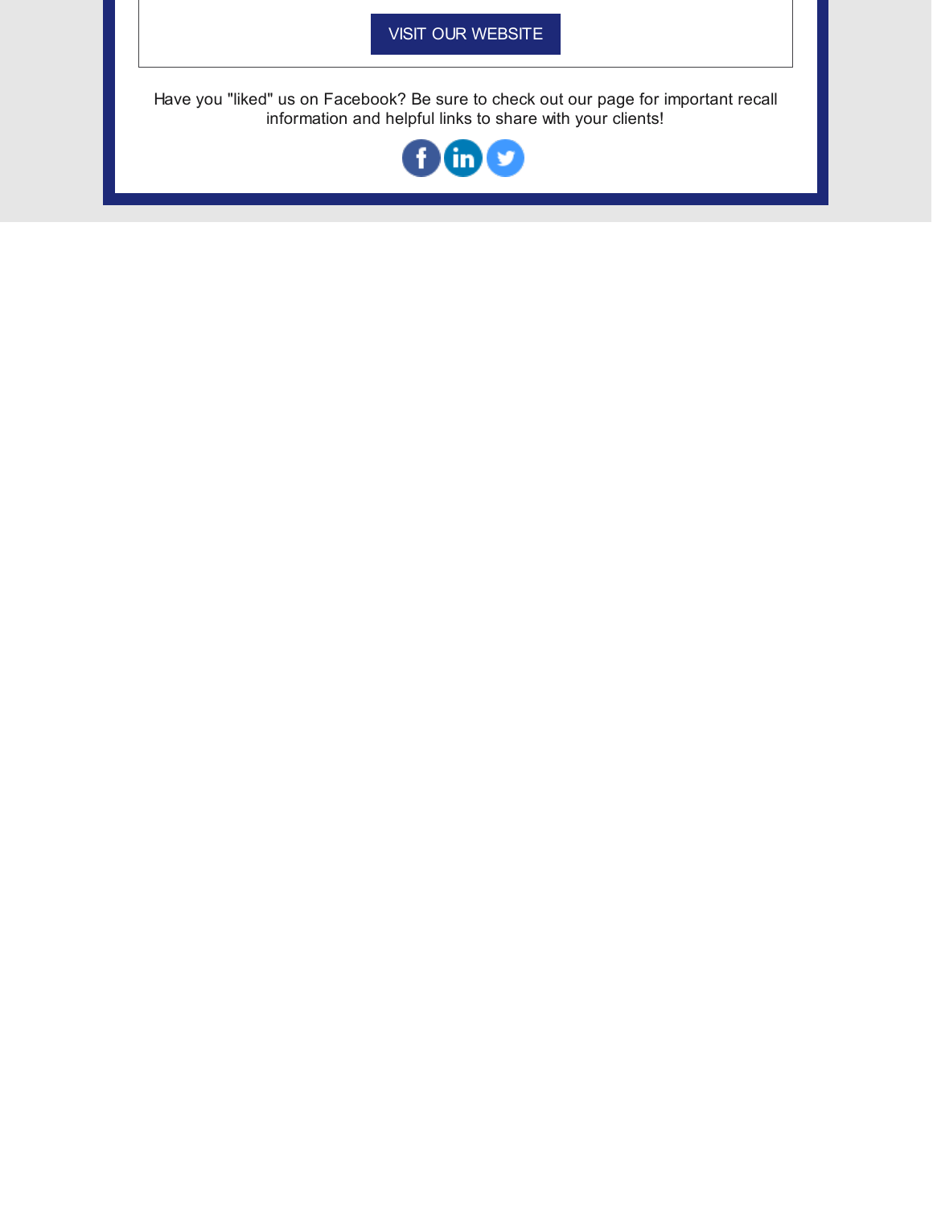VISIT OUR WEBSITE

Have you "liked" us on Facebook? Be sure to check out our page for important recall information and helpful links to share with your clients!